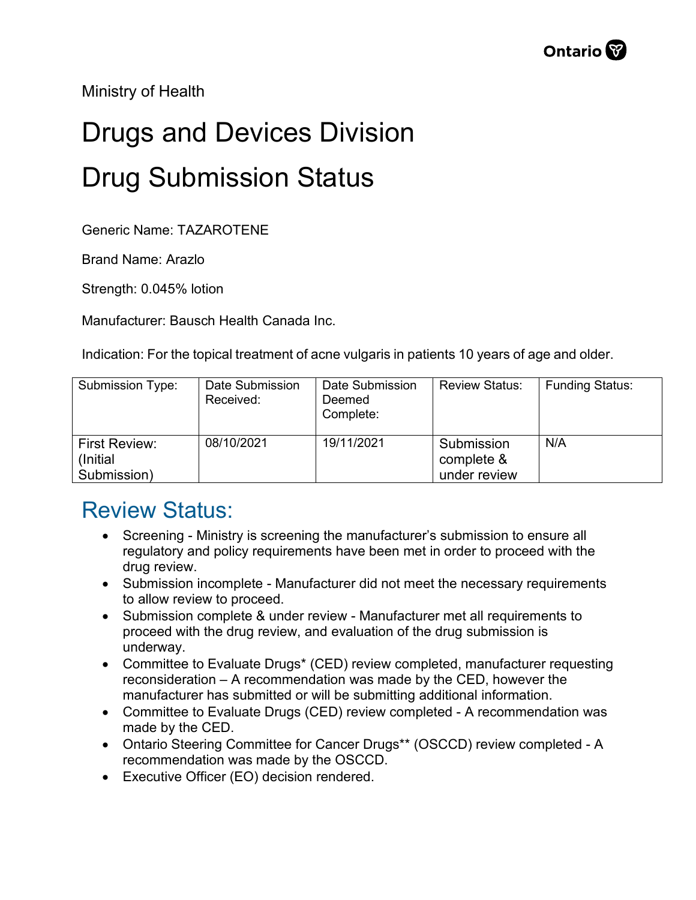Ministry of Health

# Drugs and Devices Division

# Drug Submission Status

Generic Name: TAZAROTENE

Brand Name: Arazlo

Strength: 0.045% lotion

Manufacturer: Bausch Health Canada Inc.

Indication: For the topical treatment of acne vulgaris in patients 10 years of age and older.

| Submission Type: | Date Submission Received: | Date Submission Deemed Complete: | Review Status: | Funding Status: |
|---|---|---|---|---|
| First Review: (Initial Submission) | 08/10/2021 | 19/11/2021 | Submission complete & under review | N/A |

## Review Status:

- Screening - Ministry is screening the manufacturer's submission to ensure all regulatory and policy requirements have been met in order to proceed with the drug review.
- Submission incomplete - Manufacturer did not meet the necessary requirements to allow review to proceed.
- Submission complete & under review - Manufacturer met all requirements to proceed with the drug review, and evaluation of the drug submission is underway.
- Committee to Evaluate Drugs* (CED) review completed, manufacturer requesting reconsideration – A recommendation was made by the CED, however the manufacturer has submitted or will be submitting additional information.
- Committee to Evaluate Drugs (CED) review completed - A recommendation was made by the CED.
- Ontario Steering Committee for Cancer Drugs** (OSCCD) review completed - A recommendation was made by the OSCCD.
- Executive Officer (EO) decision rendered.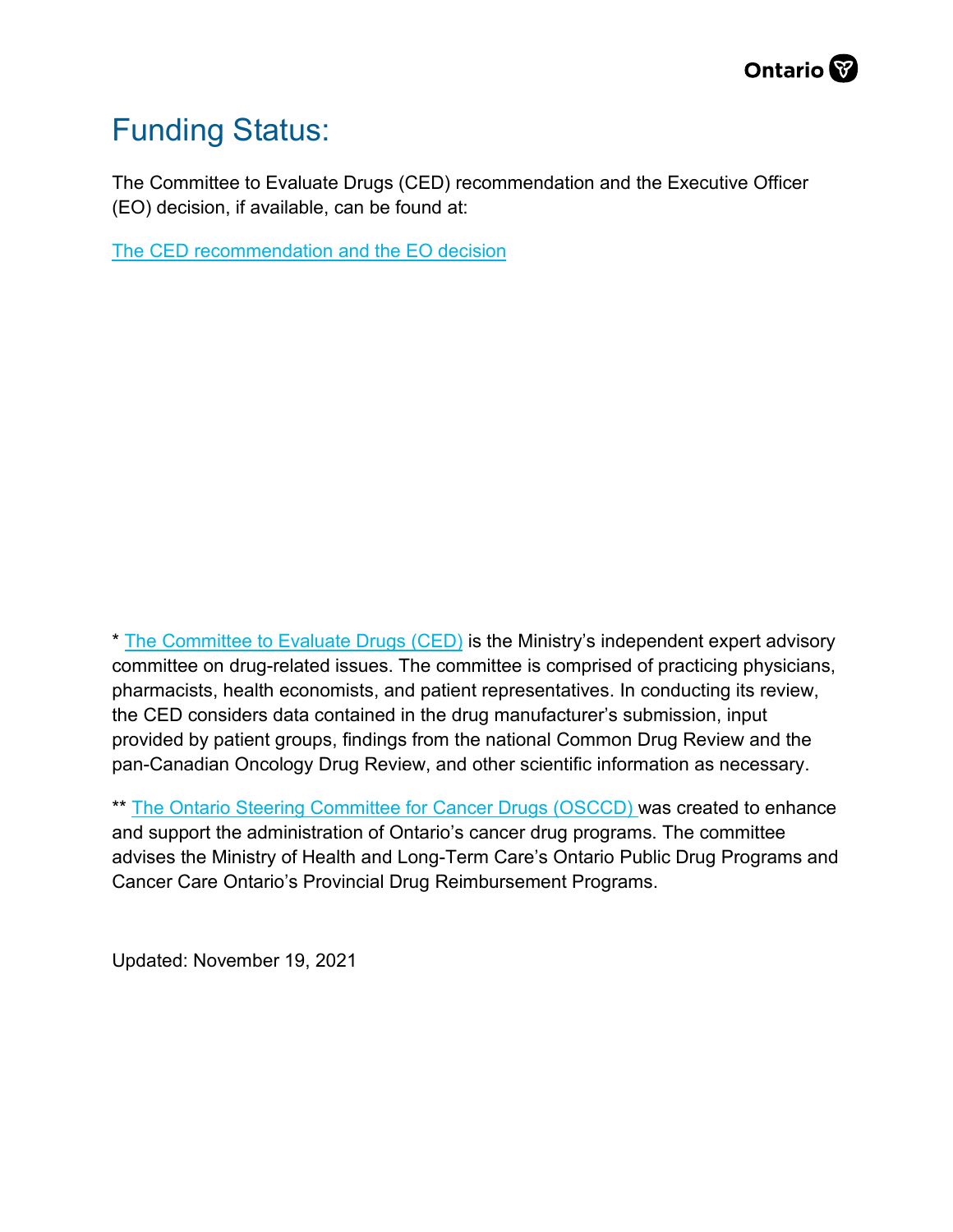# Funding Status:

The Committee to Evaluate Drugs (CED) recommendation and the Executive Officer (EO) decision, if available, can be found at:

The CED recommendation and the EO decision

* The Committee to Evaluate Drugs (CED) is the Ministry's independent expert advisory committee on drug-related issues. The committee is comprised of practicing physicians, pharmacists, health economists, and patient representatives. In conducting its review, the CED considers data contained in the drug manufacturer's submission, input provided by patient groups, findings from the national Common Drug Review and the pan-Canadian Oncology Drug Review, and other scientific information as necessary.

** The Ontario Steering Committee for Cancer Drugs (OSCCD) was created to enhance and support the administration of Ontario's cancer drug programs. The committee advises the Ministry of Health and Long-Term Care's Ontario Public Drug Programs and Cancer Care Ontario's Provincial Drug Reimbursement Programs.

Updated: November 19, 2021